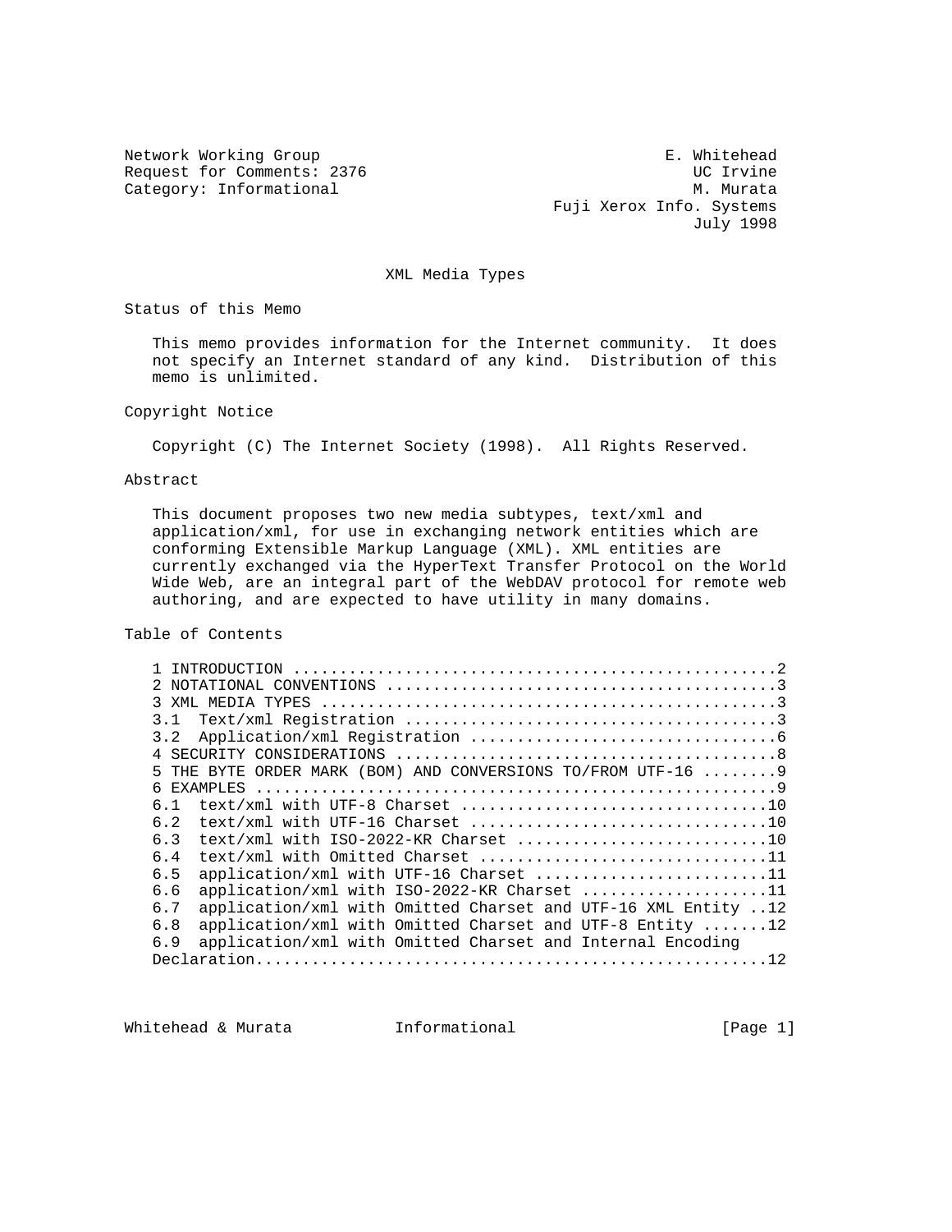Network Working Group E. Whitehead
Request for Comments: 2376 UC Irvine
Category: Informational M. Murata
Fuji Xerox Info. Systems
July 1998

# XML Media Types

## Status of this Memo

This memo provides information for the Internet community. It does not specify an Internet standard of any kind. Distribution of this memo is unlimited.

## Copyright Notice

Copyright (C) The Internet Society (1998). All Rights Reserved.

## Abstract

This document proposes two new media subtypes, text/xml and application/xml, for use in exchanging network entities which are conforming Extensible Markup Language (XML). XML entities are currently exchanged via the HyperText Transfer Protocol on the World Wide Web, are an integral part of the WebDAV protocol for remote web authoring, and are expected to have utility in many domains.

## Table of Contents

```
1 INTRODUCTION ....................................................2
2 NOTATIONAL CONVENTIONS ..........................................3
3 XML MEDIA TYPES .................................................3
3.1  Text/xml Registration ........................................3
3.2  Application/xml Registration .................................6
4 SECURITY CONSIDERATIONS .........................................8
5 THE BYTE ORDER MARK (BOM) AND CONVERSIONS TO/FROM UTF-16 ........9
6 EXAMPLES ........................................................9
6.1  text/xml with UTF-8 Charset .................................10
6.2  text/xml with UTF-16 Charset ................................10
6.3  text/xml with ISO-2022-KR Charset ...........................10
6.4  text/xml with Omitted Charset ...............................11
6.5  application/xml with UTF-16 Charset .........................11
6.6  application/xml with ISO-2022-KR Charset ....................11
6.7  application/xml with Omitted Charset and UTF-16 XML Entity ..12
6.8  application/xml with Omitted Charset and UTF-8 Entity .......12
6.9  application/xml with Omitted Charset and Internal Encoding
Declaration.......................................................12
```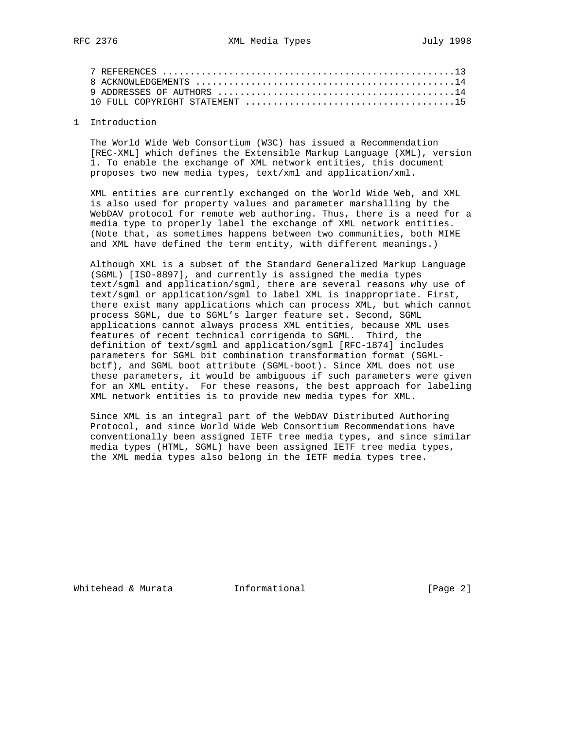7 REFERENCES ....................................................13
8 ACKNOWLEDGEMENTS ..............................................14
9 ADDRESSES OF AUTHORS ..........................................14
10 FULL COPYRIGHT STATEMENT .....................................15

## 1 Introduction

The World Wide Web Consortium (W3C) has issued a Recommendation [REC-XML] which defines the Extensible Markup Language (XML), version 1. To enable the exchange of XML network entities, this document proposes two new media types, text/xml and application/xml.

XML entities are currently exchanged on the World Wide Web, and XML is also used for property values and parameter marshalling by the WebDAV protocol for remote web authoring. Thus, there is a need for a media type to properly label the exchange of XML network entities. (Note that, as sometimes happens between two communities, both MIME and XML have defined the term entity, with different meanings.)

Although XML is a subset of the Standard Generalized Markup Language (SGML) [ISO-8897], and currently is assigned the media types text/sgml and application/sgml, there are several reasons why use of text/sgml or application/sgml to label XML is inappropriate. First, there exist many applications which can process XML, but which cannot process SGML, due to SGML's larger feature set. Second, SGML applications cannot always process XML entities, because XML uses features of recent technical corrigenda to SGML. Third, the definition of text/sgml and application/sgml [RFC-1874] includes parameters for SGML bit combination transformation format (SGML-bctf), and SGML boot attribute (SGML-boot). Since XML does not use these parameters, it would be ambiguous if such parameters were given for an XML entity. For these reasons, the best approach for labeling XML network entities is to provide new media types for XML.

Since XML is an integral part of the WebDAV Distributed Authoring Protocol, and since World Wide Web Consortium Recommendations have conventionally been assigned IETF tree media types, and since similar media types (HTML, SGML) have been assigned IETF tree media types, the XML media types also belong in the IETF media types tree.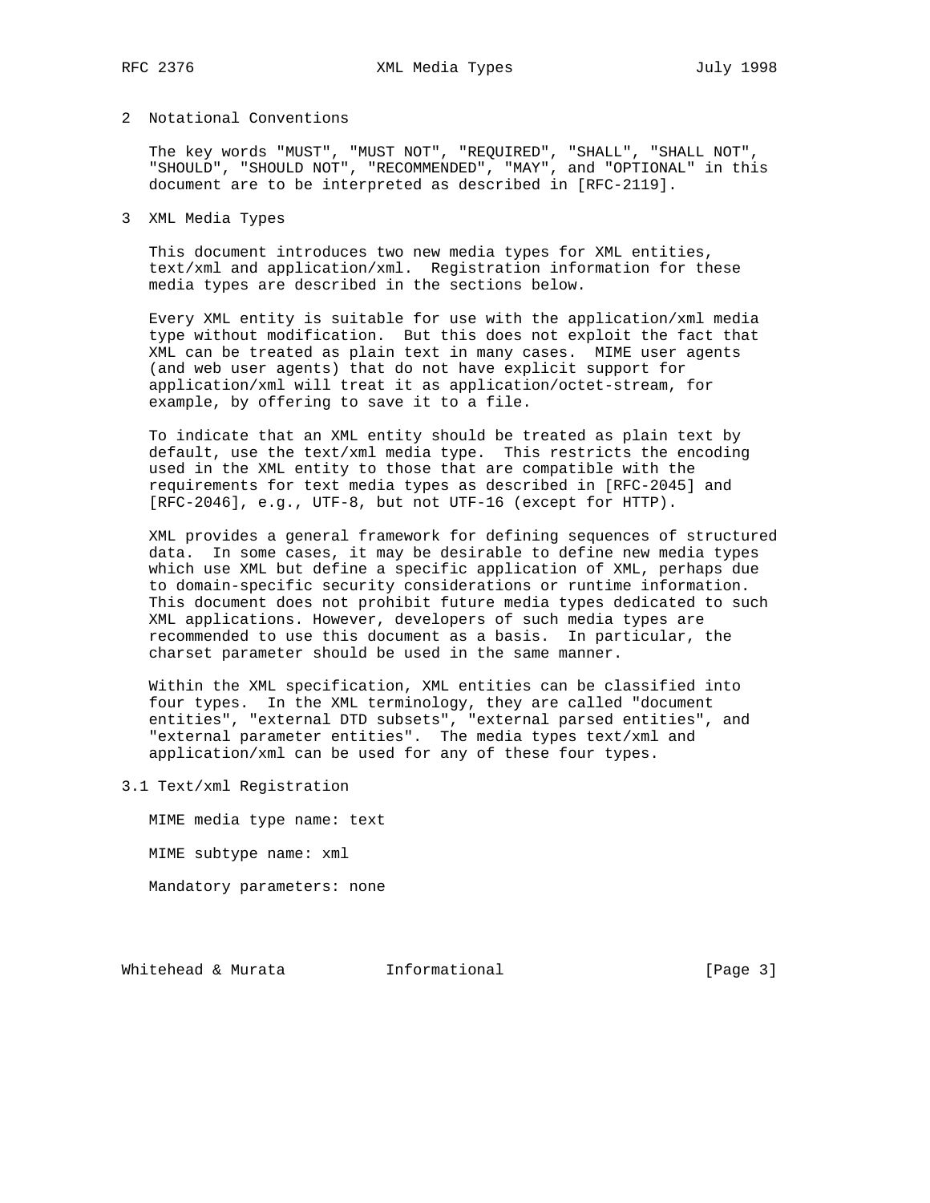## 2 Notational Conventions

The key words "MUST", "MUST NOT", "REQUIRED", "SHALL", "SHALL NOT", "SHOULD", "SHOULD NOT", "RECOMMENDED", "MAY", and "OPTIONAL" in this document are to be interpreted as described in [RFC-2119].

## 3 XML Media Types

This document introduces two new media types for XML entities, text/xml and application/xml. Registration information for these media types are described in the sections below.

Every XML entity is suitable for use with the application/xml media type without modification. But this does not exploit the fact that XML can be treated as plain text in many cases. MIME user agents (and web user agents) that do not have explicit support for application/xml will treat it as application/octet-stream, for example, by offering to save it to a file.

To indicate that an XML entity should be treated as plain text by default, use the text/xml media type. This restricts the encoding used in the XML entity to those that are compatible with the requirements for text media types as described in [RFC-2045] and [RFC-2046], e.g., UTF-8, but not UTF-16 (except for HTTP).

XML provides a general framework for defining sequences of structured data. In some cases, it may be desirable to define new media types which use XML but define a specific application of XML, perhaps due to domain-specific security considerations or runtime information. This document does not prohibit future media types dedicated to such XML applications. However, developers of such media types are recommended to use this document as a basis. In particular, the charset parameter should be used in the same manner.

Within the XML specification, XML entities can be classified into four types. In the XML terminology, they are called "document entities", "external DTD subsets", "external parsed entities", and "external parameter entities". The media types text/xml and application/xml can be used for any of these four types.

### 3.1 Text/xml Registration

MIME media type name: text

MIME subtype name: xml

Mandatory parameters: none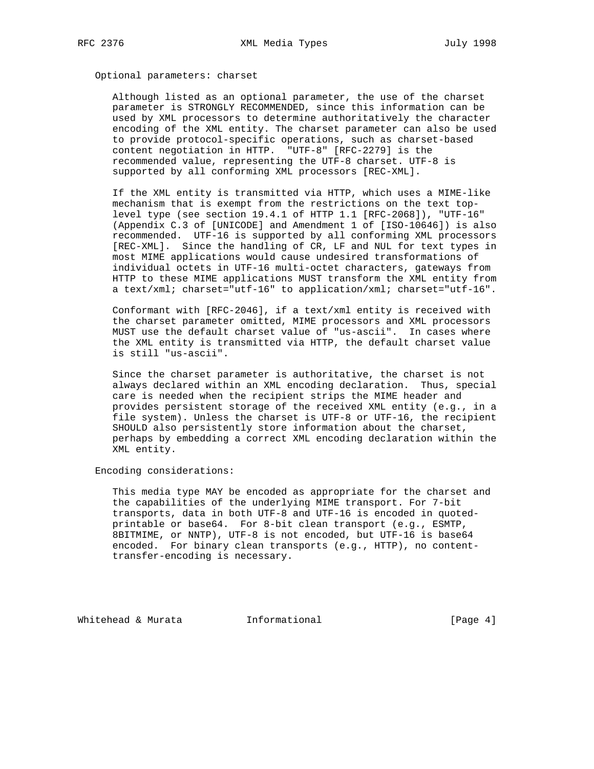Optional parameters: charset

Although listed as an optional parameter, the use of the charset parameter is STRONGLY RECOMMENDED, since this information can be used by XML processors to determine authoritatively the character encoding of the XML entity. The charset parameter can also be used to provide protocol-specific operations, such as charset-based content negotiation in HTTP. "UTF-8" [RFC-2279] is the recommended value, representing the UTF-8 charset. UTF-8 is supported by all conforming XML processors [REC-XML].

If the XML entity is transmitted via HTTP, which uses a MIME-like mechanism that is exempt from the restrictions on the text top-level type (see section 19.4.1 of HTTP 1.1 [RFC-2068]), "UTF-16" (Appendix C.3 of [UNICODE] and Amendment 1 of [ISO-10646]) is also recommended. UTF-16 is supported by all conforming XML processors [REC-XML]. Since the handling of CR, LF and NUL for text types in most MIME applications would cause undesired transformations of individual octets in UTF-16 multi-octet characters, gateways from HTTP to these MIME applications MUST transform the XML entity from a text/xml; charset="utf-16" to application/xml; charset="utf-16".

Conformant with [RFC-2046], if a text/xml entity is received with the charset parameter omitted, MIME processors and XML processors MUST use the default charset value of "us-ascii". In cases where the XML entity is transmitted via HTTP, the default charset value is still "us-ascii".

Since the charset parameter is authoritative, the charset is not always declared within an XML encoding declaration. Thus, special care is needed when the recipient strips the MIME header and provides persistent storage of the received XML entity (e.g., in a file system). Unless the charset is UTF-8 or UTF-16, the recipient SHOULD also persistently store information about the charset, perhaps by embedding a correct XML encoding declaration within the XML entity.

Encoding considerations:

This media type MAY be encoded as appropriate for the charset and the capabilities of the underlying MIME transport. For 7-bit transports, data in both UTF-8 and UTF-16 is encoded in quoted-printable or base64. For 8-bit clean transport (e.g., ESMTP, 8BITMIME, or NNTP), UTF-8 is not encoded, but UTF-16 is base64 encoded. For binary clean transports (e.g., HTTP), no content-transfer-encoding is necessary.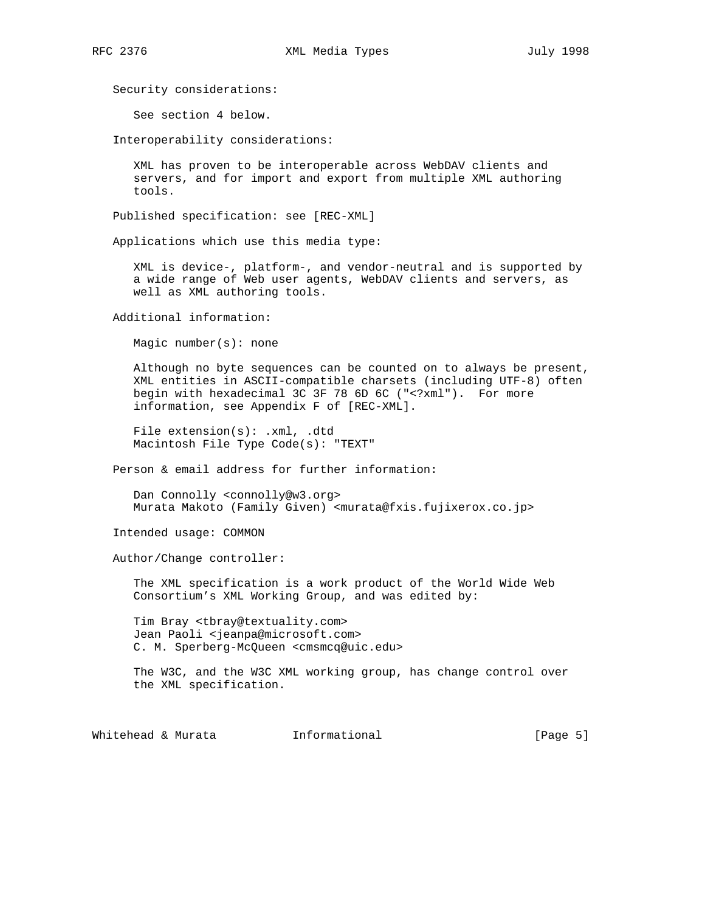Security considerations:

See section 4 below.

Interoperability considerations:

XML has proven to be interoperable across WebDAV clients and servers, and for import and export from multiple XML authoring tools.

Published specification: see [REC-XML]

Applications which use this media type:

XML is device-, platform-, and vendor-neutral and is supported by a wide range of Web user agents, WebDAV clients and servers, as well as XML authoring tools.

Additional information:

Magic number(s): none

Although no byte sequences can be counted on to always be present, XML entities in ASCII-compatible charsets (including UTF-8) often begin with hexadecimal 3C 3F 78 6D 6C ("<?xml"). For more information, see Appendix F of [REC-XML].

File extension(s): .xml, .dtd
Macintosh File Type Code(s): "TEXT"

Person & email address for further information:

Dan Connolly <connolly@w3.org>
Murata Makoto (Family Given) <murata@fxis.fujixerox.co.jp>

Intended usage: COMMON

Author/Change controller:

The XML specification is a work product of the World Wide Web Consortium's XML Working Group, and was edited by:

Tim Bray <tbray@textuality.com>
Jean Paoli <jeanpa@microsoft.com>
C. M. Sperberg-McQueen <cmsmcq@uic.edu>

The W3C, and the W3C XML working group, has change control over the XML specification.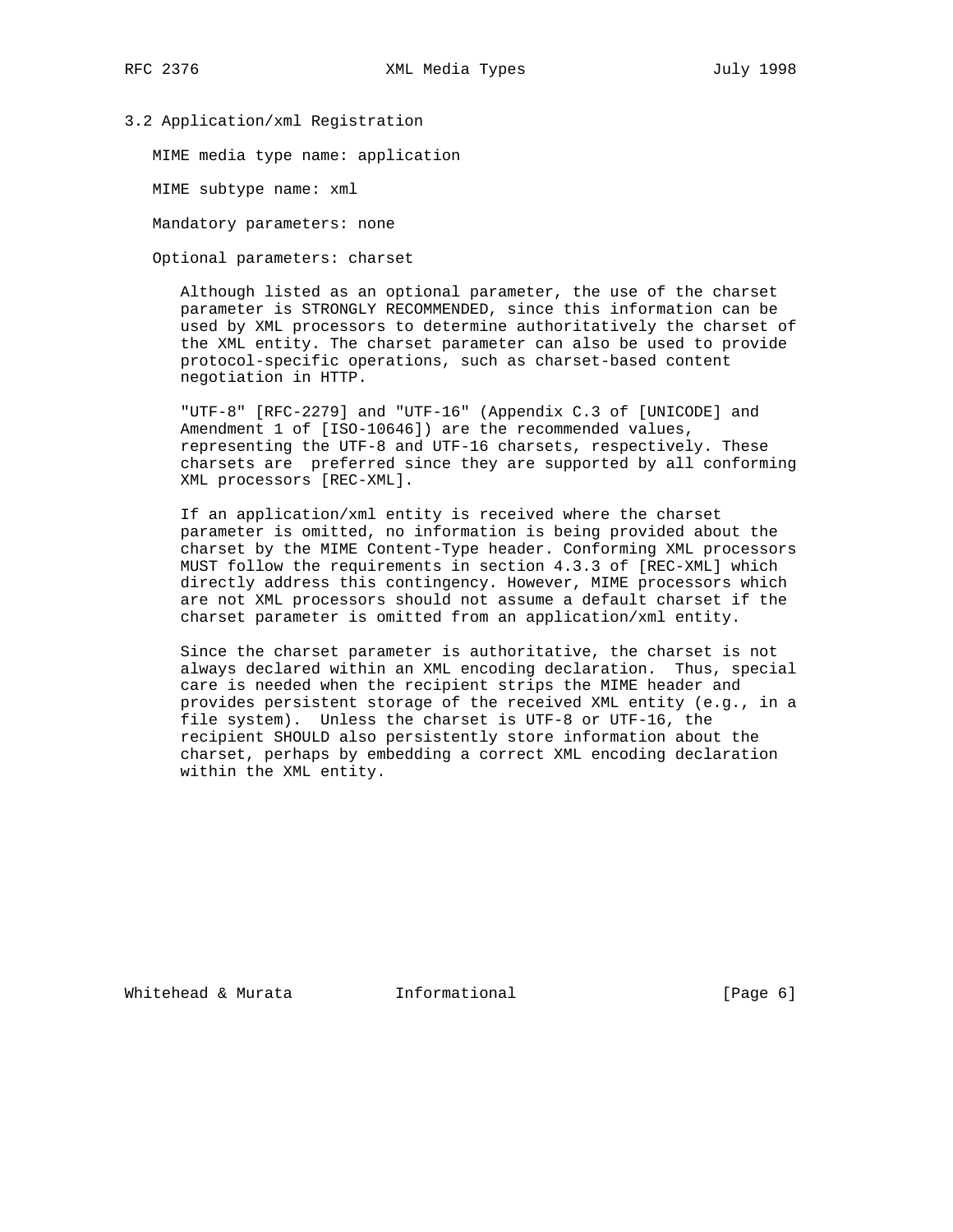### 3.2 Application/xml Registration

MIME media type name: application

MIME subtype name: xml

Mandatory parameters: none

Optional parameters: charset

Although listed as an optional parameter, the use of the charset parameter is STRONGLY RECOMMENDED, since this information can be used by XML processors to determine authoritatively the charset of the XML entity. The charset parameter can also be used to provide protocol-specific operations, such as charset-based content negotiation in HTTP.

"UTF-8" [RFC-2279] and "UTF-16" (Appendix C.3 of [UNICODE] and Amendment 1 of [ISO-10646]) are the recommended values, representing the UTF-8 and UTF-16 charsets, respectively. These charsets are preferred since they are supported by all conforming XML processors [REC-XML].

If an application/xml entity is received where the charset parameter is omitted, no information is being provided about the charset by the MIME Content-Type header. Conforming XML processors MUST follow the requirements in section 4.3.3 of [REC-XML] which directly address this contingency. However, MIME processors which are not XML processors should not assume a default charset if the charset parameter is omitted from an application/xml entity.

Since the charset parameter is authoritative, the charset is not always declared within an XML encoding declaration. Thus, special care is needed when the recipient strips the MIME header and provides persistent storage of the received XML entity (e.g., in a file system). Unless the charset is UTF-8 or UTF-16, the recipient SHOULD also persistently store information about the charset, perhaps by embedding a correct XML encoding declaration within the XML entity.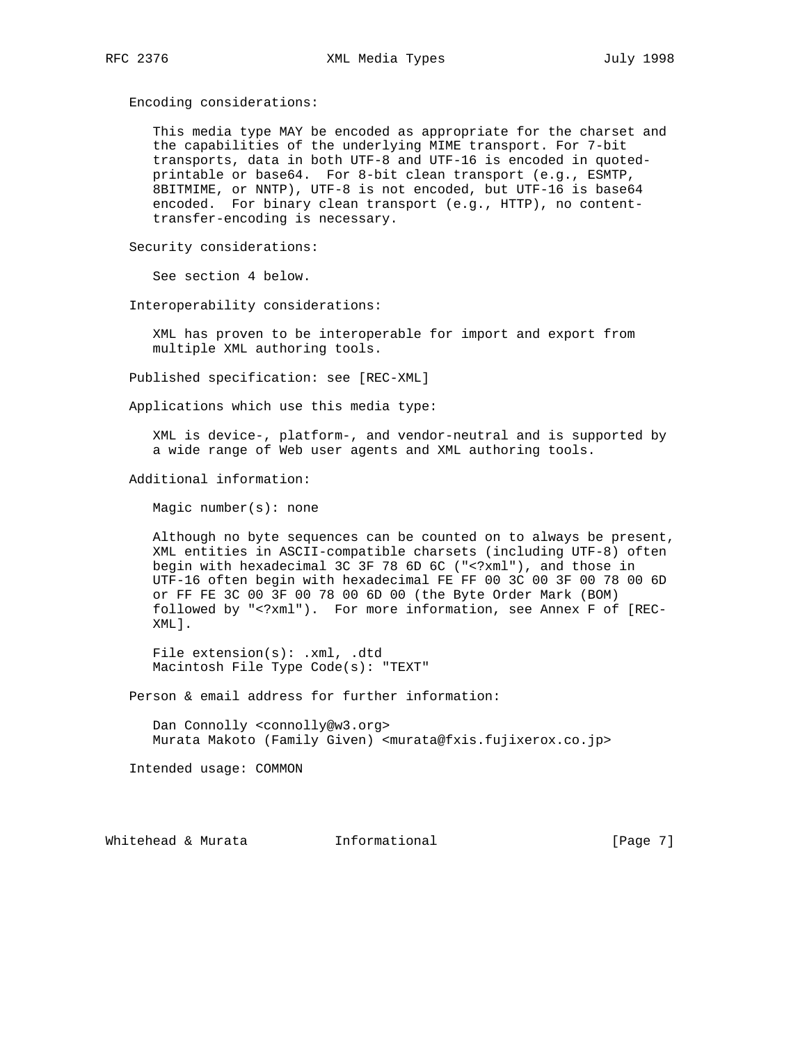Encoding considerations:

This media type MAY be encoded as appropriate for the charset and the capabilities of the underlying MIME transport. For 7-bit transports, data in both UTF-8 and UTF-16 is encoded in quoted-printable or base64. For 8-bit clean transport (e.g., ESMTP, 8BITMIME, or NNTP), UTF-8 is not encoded, but UTF-16 is base64 encoded. For binary clean transport (e.g., HTTP), no content-transfer-encoding is necessary.

Security considerations:

See section 4 below.

Interoperability considerations:

XML has proven to be interoperable for import and export from multiple XML authoring tools.

Published specification: see [REC-XML]

Applications which use this media type:

XML is device-, platform-, and vendor-neutral and is supported by a wide range of Web user agents and XML authoring tools.

Additional information:

Magic number(s): none

Although no byte sequences can be counted on to always be present, XML entities in ASCII-compatible charsets (including UTF-8) often begin with hexadecimal 3C 3F 78 6D 6C ("<?xml"), and those in UTF-16 often begin with hexadecimal FE FF 00 3C 00 3F 00 78 00 6D or FF FE 3C 00 3F 00 78 00 6D 00 (the Byte Order Mark (BOM) followed by "<?xml"). For more information, see Annex F of [REC-XML].

File extension(s): .xml, .dtd
Macintosh File Type Code(s): "TEXT"

Person & email address for further information:

Dan Connolly <connolly@w3.org>
Murata Makoto (Family Given) <murata@fxis.fujixerox.co.jp>

Intended usage: COMMON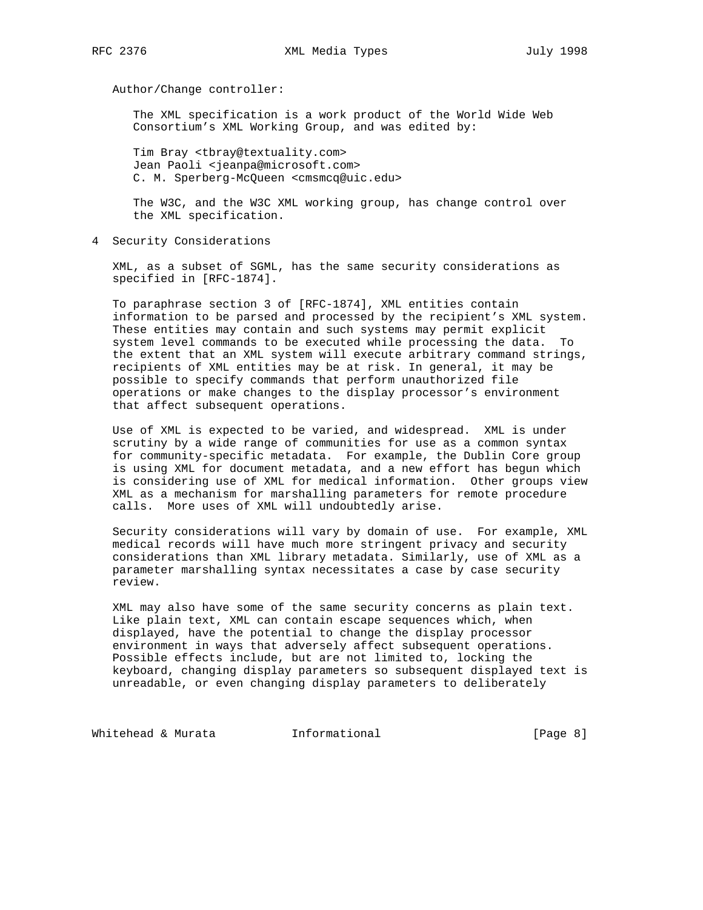Author/Change controller:

The XML specification is a work product of the World Wide Web Consortium's XML Working Group, and was edited by:

Tim Bray <tbray@textuality.com>
Jean Paoli <jeanpa@microsoft.com>
C. M. Sperberg-McQueen <cmsmcq@uic.edu>

The W3C, and the W3C XML working group, has change control over the XML specification.

## 4 Security Considerations

XML, as a subset of SGML, has the same security considerations as specified in [RFC-1874].

To paraphrase section 3 of [RFC-1874], XML entities contain information to be parsed and processed by the recipient's XML system. These entities may contain and such systems may permit explicit system level commands to be executed while processing the data. To the extent that an XML system will execute arbitrary command strings, recipients of XML entities may be at risk. In general, it may be possible to specify commands that perform unauthorized file operations or make changes to the display processor's environment that affect subsequent operations.

Use of XML is expected to be varied, and widespread. XML is under scrutiny by a wide range of communities for use as a common syntax for community-specific metadata. For example, the Dublin Core group is using XML for document metadata, and a new effort has begun which is considering use of XML for medical information. Other groups view XML as a mechanism for marshalling parameters for remote procedure calls. More uses of XML will undoubtedly arise.

Security considerations will vary by domain of use. For example, XML medical records will have much more stringent privacy and security considerations than XML library metadata. Similarly, use of XML as a parameter marshalling syntax necessitates a case by case security review.

XML may also have some of the same security concerns as plain text. Like plain text, XML can contain escape sequences which, when displayed, have the potential to change the display processor environment in ways that adversely affect subsequent operations. Possible effects include, but are not limited to, locking the keyboard, changing display parameters so subsequent displayed text is unreadable, or even changing display parameters to deliberately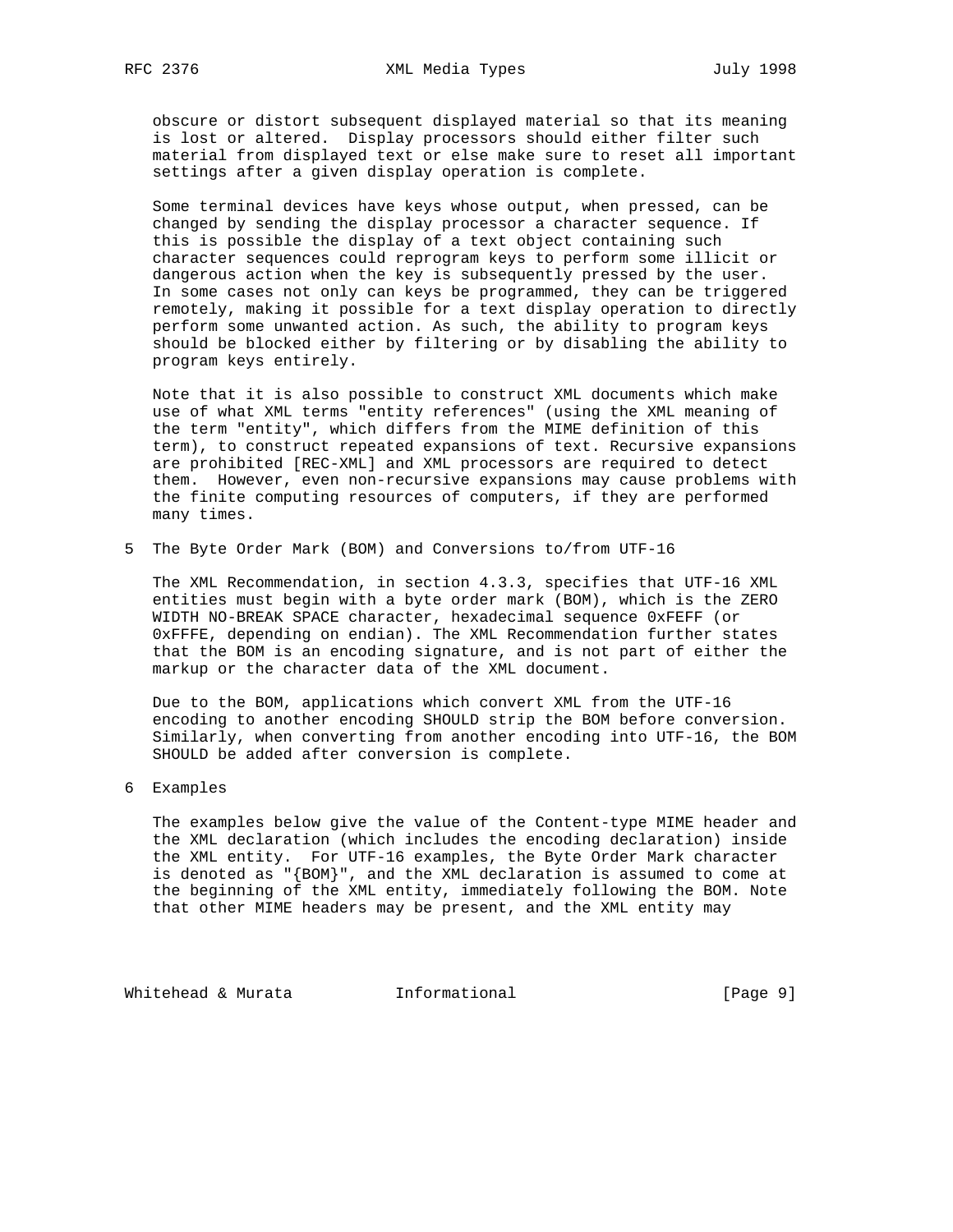obscure or distort subsequent displayed material so that its meaning is lost or altered. Display processors should either filter such material from displayed text or else make sure to reset all important settings after a given display operation is complete.

Some terminal devices have keys whose output, when pressed, can be changed by sending the display processor a character sequence. If this is possible the display of a text object containing such character sequences could reprogram keys to perform some illicit or dangerous action when the key is subsequently pressed by the user. In some cases not only can keys be programmed, they can be triggered remotely, making it possible for a text display operation to directly perform some unwanted action. As such, the ability to program keys should be blocked either by filtering or by disabling the ability to program keys entirely.

Note that it is also possible to construct XML documents which make use of what XML terms "entity references" (using the XML meaning of the term "entity", which differs from the MIME definition of this term), to construct repeated expansions of text. Recursive expansions are prohibited [REC-XML] and XML processors are required to detect them. However, even non-recursive expansions may cause problems with the finite computing resources of computers, if they are performed many times.

## 5 The Byte Order Mark (BOM) and Conversions to/from UTF-16

The XML Recommendation, in section 4.3.3, specifies that UTF-16 XML entities must begin with a byte order mark (BOM), which is the ZERO WIDTH NO-BREAK SPACE character, hexadecimal sequence 0xFEFF (or 0xFFFE, depending on endian). The XML Recommendation further states that the BOM is an encoding signature, and is not part of either the markup or the character data of the XML document.

Due to the BOM, applications which convert XML from the UTF-16 encoding to another encoding SHOULD strip the BOM before conversion. Similarly, when converting from another encoding into UTF-16, the BOM SHOULD be added after conversion is complete.

## 6 Examples

The examples below give the value of the Content-type MIME header and the XML declaration (which includes the encoding declaration) inside the XML entity. For UTF-16 examples, the Byte Order Mark character is denoted as "{BOM}", and the XML declaration is assumed to come at the beginning of the XML entity, immediately following the BOM. Note that other MIME headers may be present, and the XML entity may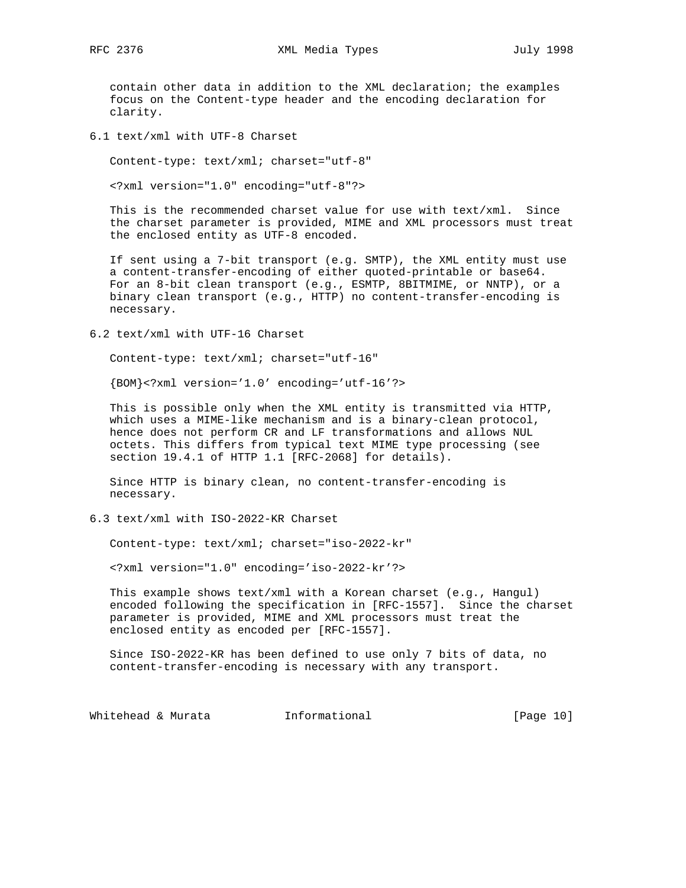contain other data in addition to the XML declaration; the examples focus on the Content-type header and the encoding declaration for clarity.

## 6.1 text/xml with UTF-8 Charset

```
Content-type: text/xml; charset="utf-8"

<?xml version="1.0" encoding="utf-8"?>
```

This is the recommended charset value for use with text/xml. Since the charset parameter is provided, MIME and XML processors must treat the enclosed entity as UTF-8 encoded.

If sent using a 7-bit transport (e.g. SMTP), the XML entity must use a content-transfer-encoding of either quoted-printable or base64. For an 8-bit clean transport (e.g., ESMTP, 8BITMIME, or NNTP), or a binary clean transport (e.g., HTTP) no content-transfer-encoding is necessary.

## 6.2 text/xml with UTF-16 Charset

```
Content-type: text/xml; charset="utf-16"

{BOM}<?xml version='1.0' encoding='utf-16'?>
```

This is possible only when the XML entity is transmitted via HTTP, which uses a MIME-like mechanism and is a binary-clean protocol, hence does not perform CR and LF transformations and allows NUL octets. This differs from typical text MIME type processing (see section 19.4.1 of HTTP 1.1 [RFC-2068] for details).

Since HTTP is binary clean, no content-transfer-encoding is necessary.

## 6.3 text/xml with ISO-2022-KR Charset

```
Content-type: text/xml; charset="iso-2022-kr"

<?xml version="1.0" encoding='iso-2022-kr'?>
```

This example shows text/xml with a Korean charset (e.g., Hangul) encoded following the specification in [RFC-1557]. Since the charset parameter is provided, MIME and XML processors must treat the enclosed entity as encoded per [RFC-1557].

Since ISO-2022-KR has been defined to use only 7 bits of data, no content-transfer-encoding is necessary with any transport.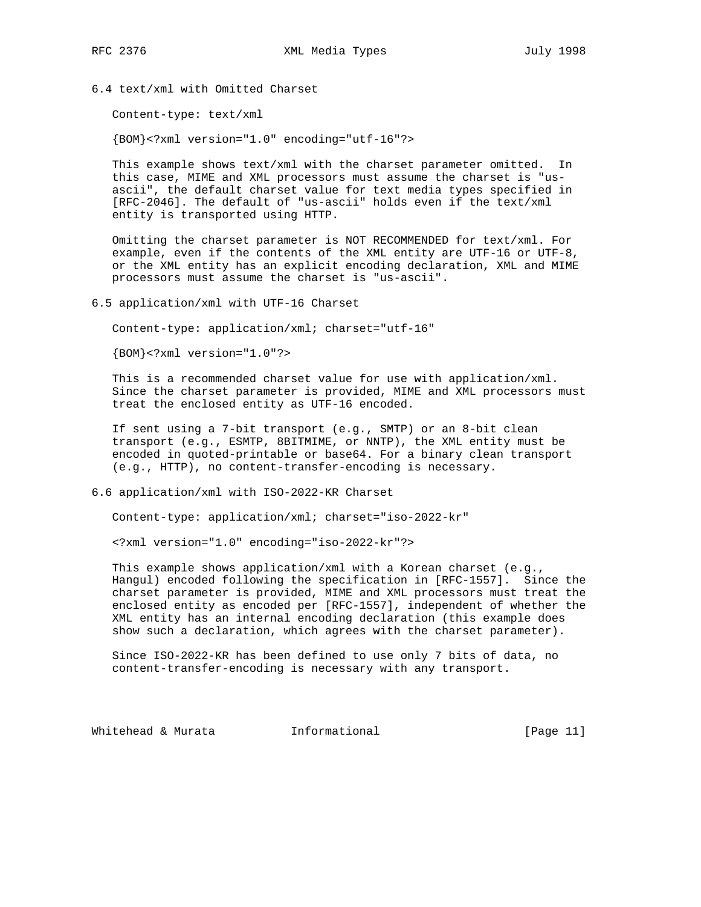### 6.4 text/xml with Omitted Charset

```
Content-type: text/xml

{BOM}<?xml version="1.0" encoding="utf-16"?>
```

This example shows text/xml with the charset parameter omitted. In this case, MIME and XML processors must assume the charset is "us-ascii", the default charset value for text media types specified in [RFC-2046]. The default of "us-ascii" holds even if the text/xml entity is transported using HTTP.

Omitting the charset parameter is NOT RECOMMENDED for text/xml. For example, even if the contents of the XML entity are UTF-16 or UTF-8, or the XML entity has an explicit encoding declaration, XML and MIME processors must assume the charset is "us-ascii".

### 6.5 application/xml with UTF-16 Charset

```
Content-type: application/xml; charset="utf-16"

{BOM}<?xml version="1.0"?>
```

This is a recommended charset value for use with application/xml. Since the charset parameter is provided, MIME and XML processors must treat the enclosed entity as UTF-16 encoded.

If sent using a 7-bit transport (e.g., SMTP) or an 8-bit clean transport (e.g., ESMTP, 8BITMIME, or NNTP), the XML entity must be encoded in quoted-printable or base64. For a binary clean transport (e.g., HTTP), no content-transfer-encoding is necessary.

### 6.6 application/xml with ISO-2022-KR Charset

```
Content-type: application/xml; charset="iso-2022-kr"

<?xml version="1.0" encoding="iso-2022-kr"?>
```

This example shows application/xml with a Korean charset (e.g., Hangul) encoded following the specification in [RFC-1557]. Since the charset parameter is provided, MIME and XML processors must treat the enclosed entity as encoded per [RFC-1557], independent of whether the XML entity has an internal encoding declaration (this example does show such a declaration, which agrees with the charset parameter).

Since ISO-2022-KR has been defined to use only 7 bits of data, no content-transfer-encoding is necessary with any transport.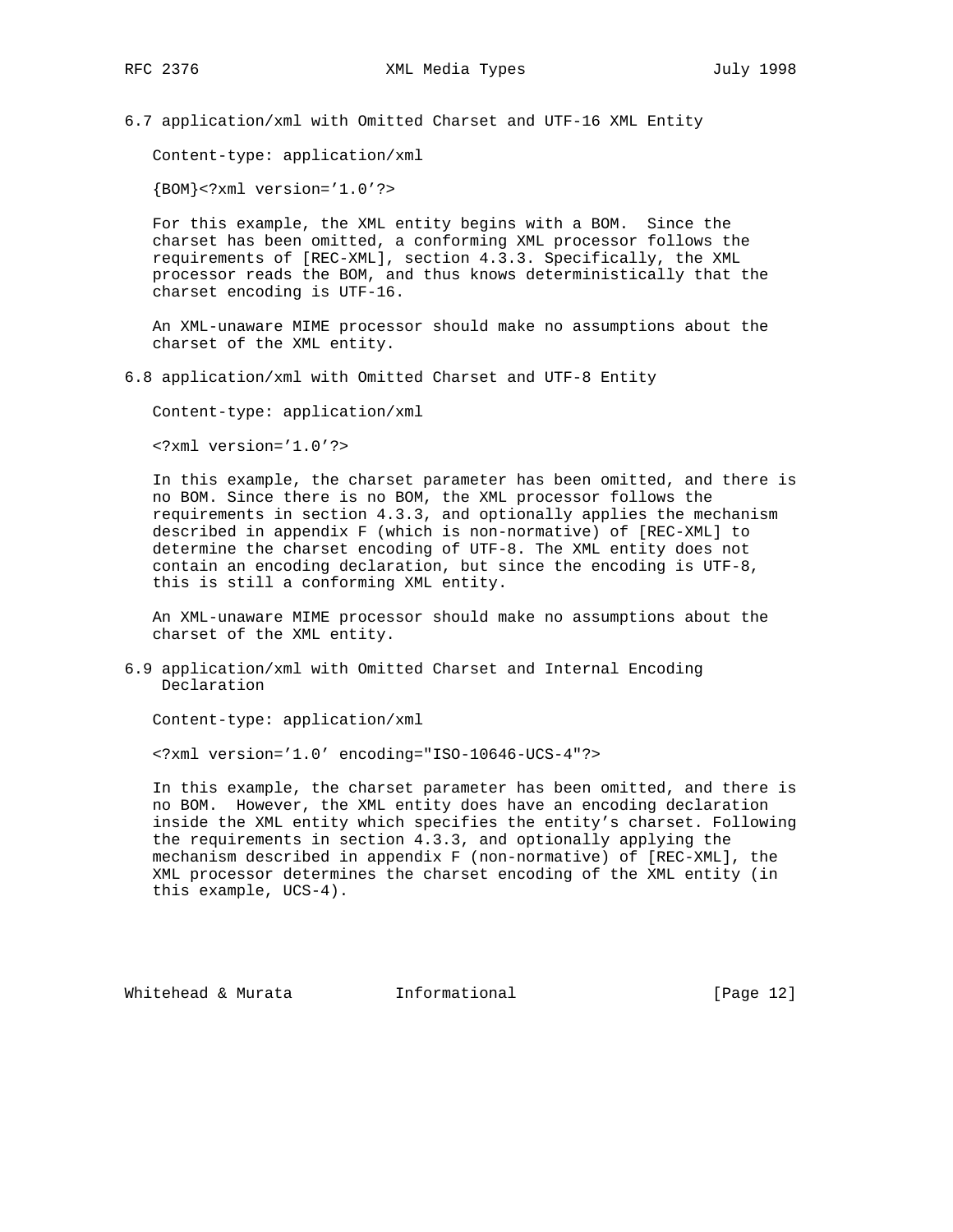### 6.7 application/xml with Omitted Charset and UTF-16 XML Entity

```
Content-type: application/xml

{BOM}<?xml version='1.0'?>
```

For this example, the XML entity begins with a BOM. Since the charset has been omitted, a conforming XML processor follows the requirements of [REC-XML], section 4.3.3. Specifically, the XML processor reads the BOM, and thus knows deterministically that the charset encoding is UTF-16.

An XML-unaware MIME processor should make no assumptions about the charset of the XML entity.

### 6.8 application/xml with Omitted Charset and UTF-8 Entity

```
Content-type: application/xml

<?xml version='1.0'?>
```

In this example, the charset parameter has been omitted, and there is no BOM. Since there is no BOM, the XML processor follows the requirements in section 4.3.3, and optionally applies the mechanism described in appendix F (which is non-normative) of [REC-XML] to determine the charset encoding of UTF-8. The XML entity does not contain an encoding declaration, but since the encoding is UTF-8, this is still a conforming XML entity.

An XML-unaware MIME processor should make no assumptions about the charset of the XML entity.

### 6.9 application/xml with Omitted Charset and Internal Encoding Declaration

```
Content-type: application/xml

<?xml version='1.0' encoding="ISO-10646-UCS-4"?>
```

In this example, the charset parameter has been omitted, and there is no BOM. However, the XML entity does have an encoding declaration inside the XML entity which specifies the entity's charset. Following the requirements in section 4.3.3, and optionally applying the mechanism described in appendix F (non-normative) of [REC-XML], the XML processor determines the charset encoding of the XML entity (in this example, UCS-4).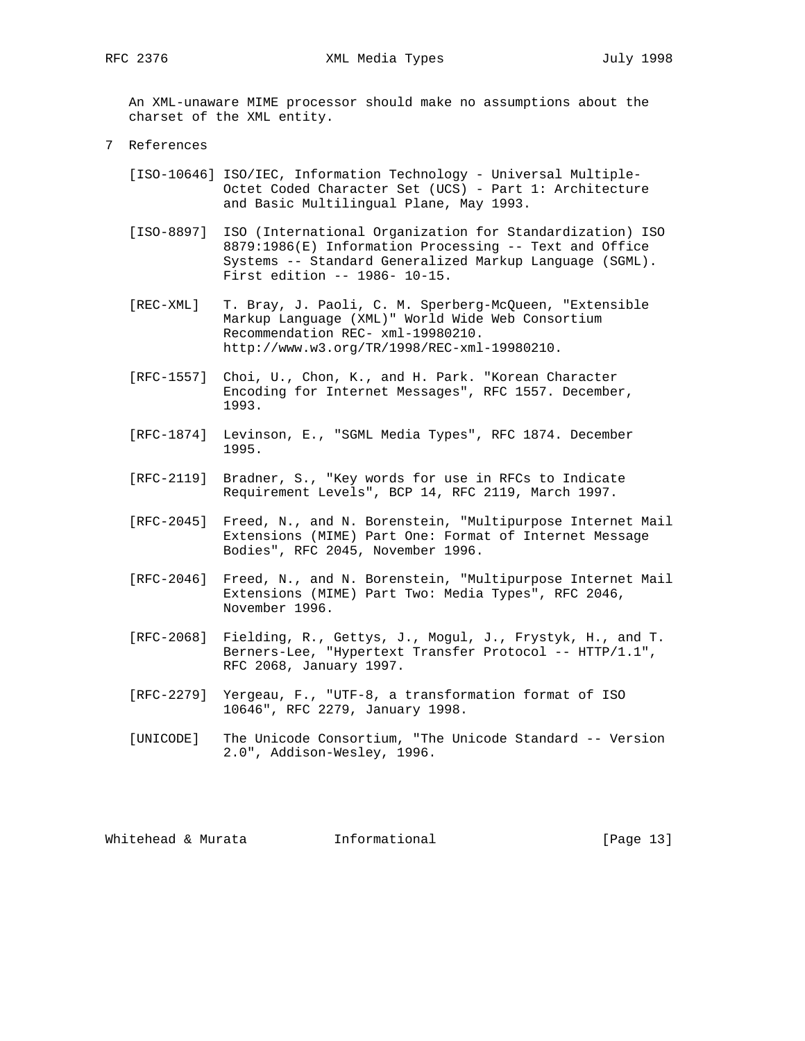An XML-unaware MIME processor should make no assumptions about the charset of the XML entity.

## 7 References

[ISO-10646] ISO/IEC, Information Technology - Universal Multiple-Octet Coded Character Set (UCS) - Part 1: Architecture and Basic Multilingual Plane, May 1993.

[ISO-8897] ISO (International Organization for Standardization) ISO 8879:1986(E) Information Processing -- Text and Office Systems -- Standard Generalized Markup Language (SGML). First edition -- 1986- 10-15.

[REC-XML] T. Bray, J. Paoli, C. M. Sperberg-McQueen, "Extensible Markup Language (XML)" World Wide Web Consortium Recommendation REC- xml-19980210. http://www.w3.org/TR/1998/REC-xml-19980210.

[RFC-1557] Choi, U., Chon, K., and H. Park. "Korean Character Encoding for Internet Messages", RFC 1557. December, 1993.

[RFC-1874] Levinson, E., "SGML Media Types", RFC 1874. December 1995.

[RFC-2119] Bradner, S., "Key words for use in RFCs to Indicate Requirement Levels", BCP 14, RFC 2119, March 1997.

[RFC-2045] Freed, N., and N. Borenstein, "Multipurpose Internet Mail Extensions (MIME) Part One: Format of Internet Message Bodies", RFC 2045, November 1996.

[RFC-2046] Freed, N., and N. Borenstein, "Multipurpose Internet Mail Extensions (MIME) Part Two: Media Types", RFC 2046, November 1996.

[RFC-2068] Fielding, R., Gettys, J., Mogul, J., Frystyk, H., and T. Berners-Lee, "Hypertext Transfer Protocol -- HTTP/1.1", RFC 2068, January 1997.

[RFC-2279] Yergeau, F., "UTF-8, a transformation format of ISO 10646", RFC 2279, January 1998.

[UNICODE] The Unicode Consortium, "The Unicode Standard -- Version 2.0", Addison-Wesley, 1996.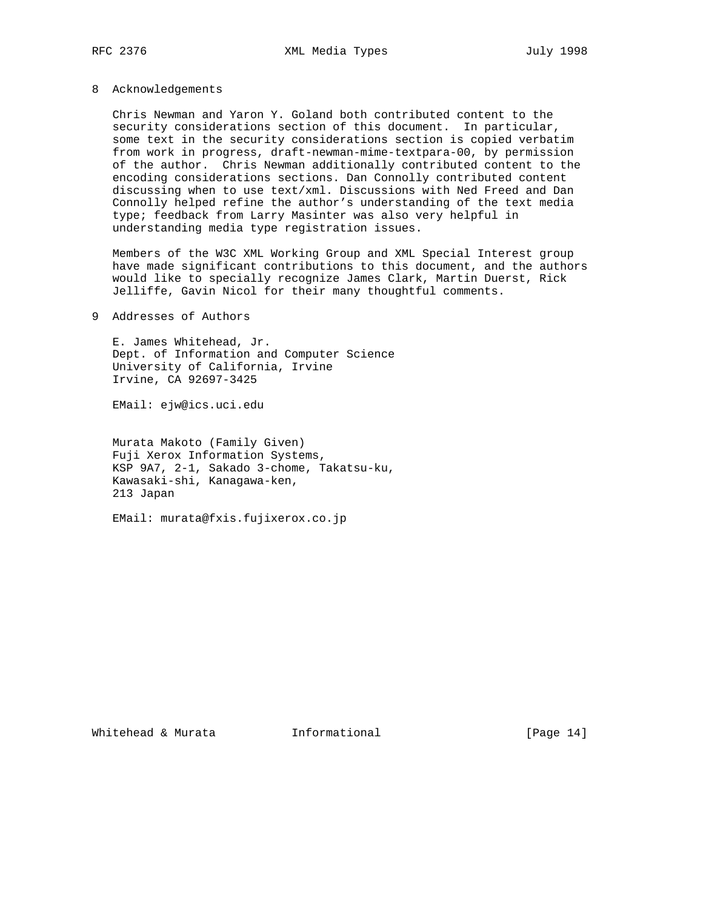## 8 Acknowledgements

Chris Newman and Yaron Y. Goland both contributed content to the security considerations section of this document. In particular, some text in the security considerations section is copied verbatim from work in progress, draft-newman-mime-textpara-00, by permission of the author. Chris Newman additionally contributed content to the encoding considerations sections. Dan Connolly contributed content discussing when to use text/xml. Discussions with Ned Freed and Dan Connolly helped refine the author's understanding of the text media type; feedback from Larry Masinter was also very helpful in understanding media type registration issues.

Members of the W3C XML Working Group and XML Special Interest group have made significant contributions to this document, and the authors would like to specially recognize James Clark, Martin Duerst, Rick Jelliffe, Gavin Nicol for their many thoughtful comments.

## 9 Addresses of Authors

E. James Whitehead, Jr.
Dept. of Information and Computer Science
University of California, Irvine
Irvine, CA 92697-3425

EMail: ejw@ics.uci.edu

Murata Makoto (Family Given)
Fuji Xerox Information Systems,
KSP 9A7, 2-1, Sakado 3-chome, Takatsu-ku,
Kawasaki-shi, Kanagawa-ken,
213 Japan

EMail: murata@fxis.fujixerox.co.jp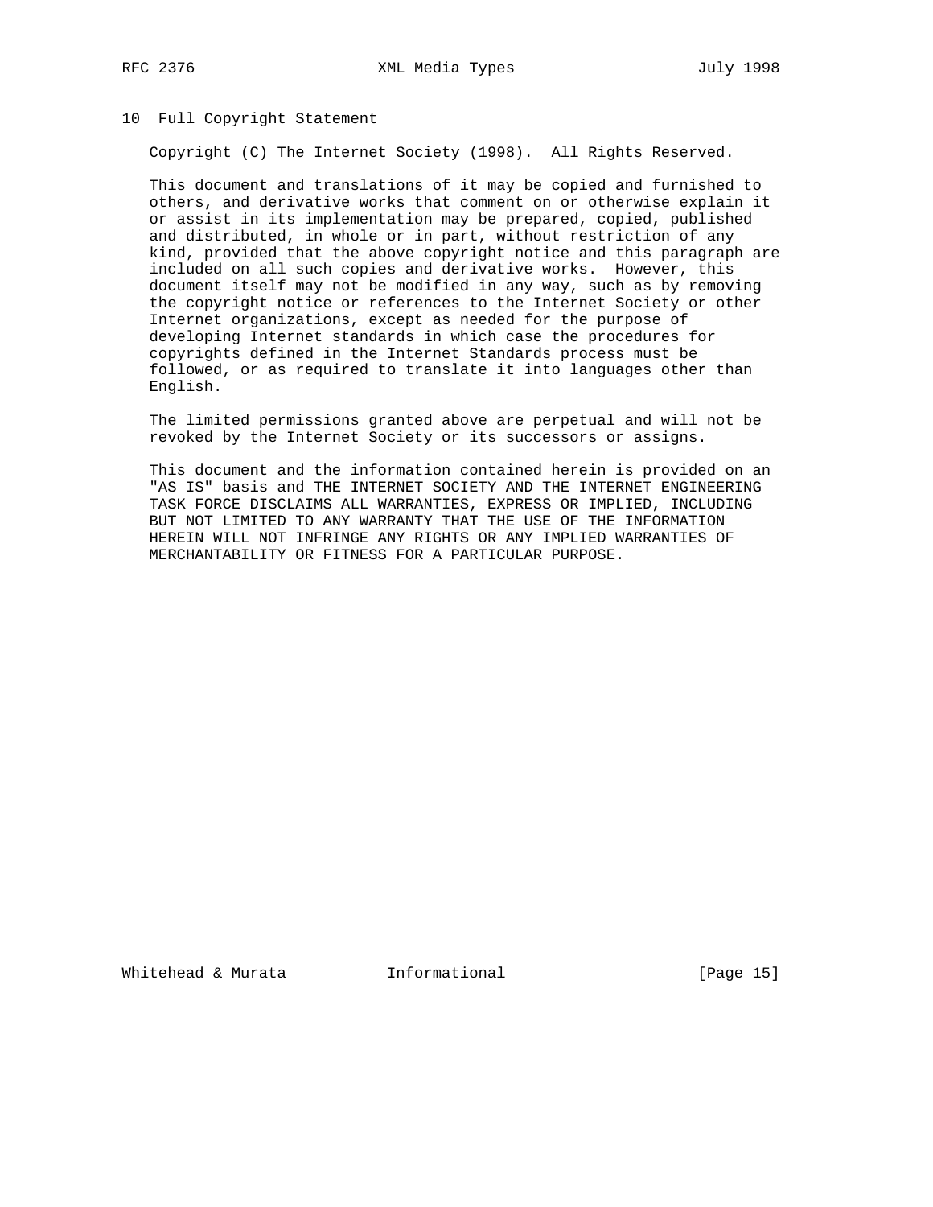## 10 Full Copyright Statement

Copyright (C) The Internet Society (1998). All Rights Reserved.

This document and translations of it may be copied and furnished to others, and derivative works that comment on or otherwise explain it or assist in its implementation may be prepared, copied, published and distributed, in whole or in part, without restriction of any kind, provided that the above copyright notice and this paragraph are included on all such copies and derivative works. However, this document itself may not be modified in any way, such as by removing the copyright notice or references to the Internet Society or other Internet organizations, except as needed for the purpose of developing Internet standards in which case the procedures for copyrights defined in the Internet Standards process must be followed, or as required to translate it into languages other than English.

The limited permissions granted above are perpetual and will not be revoked by the Internet Society or its successors or assigns.

This document and the information contained herein is provided on an "AS IS" basis and THE INTERNET SOCIETY AND THE INTERNET ENGINEERING TASK FORCE DISCLAIMS ALL WARRANTIES, EXPRESS OR IMPLIED, INCLUDING BUT NOT LIMITED TO ANY WARRANTY THAT THE USE OF THE INFORMATION HEREIN WILL NOT INFRINGE ANY RIGHTS OR ANY IMPLIED WARRANTIES OF MERCHANTABILITY OR FITNESS FOR A PARTICULAR PURPOSE.